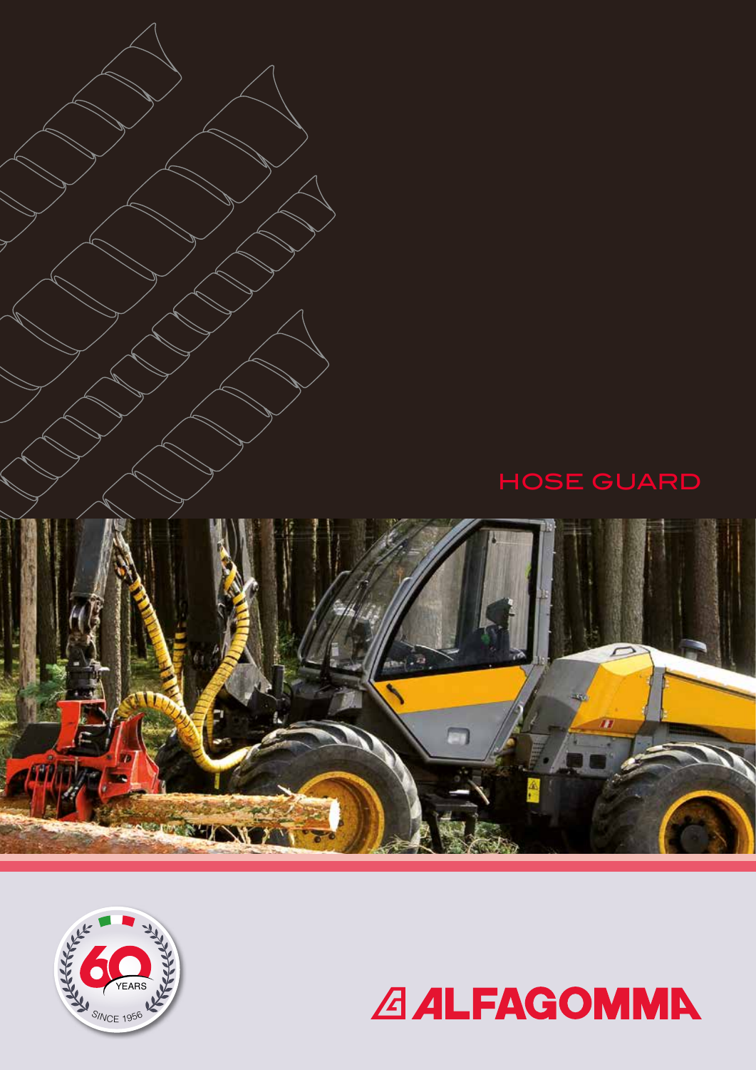# HOSE GUARD

60 YEARS SINCE 1956

ALFAGOMMA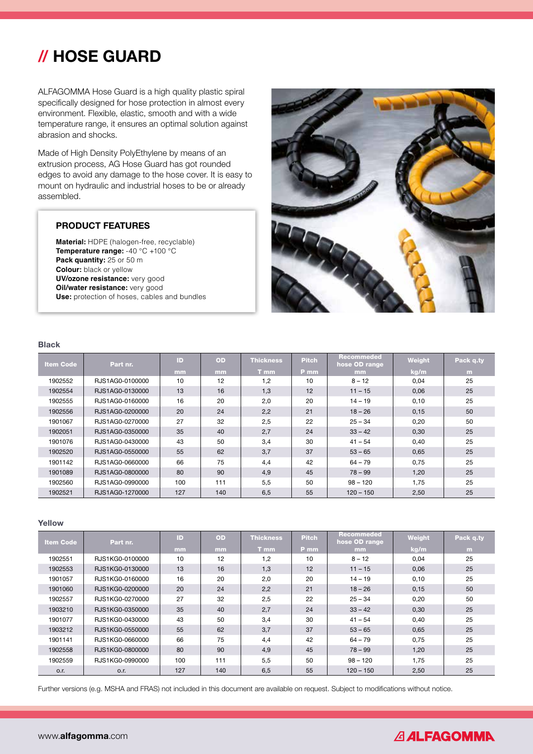// HOSE GUARD

ALFAGOMMA Hose Guard is a high quality plastic spiral specifically designed for hose protection in almost every environment. Flexible, elastic, smooth and with a wide temperature range, it ensures an optimal solution against abrasion and shocks.

Made of High Density PolyEthylene by means of an extrusion process, AG Hose Guard has got rounded edges to avoid any damage to the hose cover. It is easy to mount on hydraulic and industrial hoses to be or already assembled.

### PRODUCT FEATURES

**Material:** HDPE (halogen-free, recyclable)
**Temperature range:** -40 °C +100 °C
**Pack quantity:** 25 or 50 m
**Colour:** black or yellow
**UV/ozone resistance:** very good
**Oil/water resistance:** very good
**Use:** protection of hoses, cables and bundles

### Black

| Item Code | Part nr. | ID mm | OD mm | Thickness T mm | Pitch P mm | Recommeded hose OD range mm | Weight kg/m | Pack q.ty m |
|---|---|---|---|---|---|---|---|---|
| 1902552 | RJS1AG0-0100000 | 10 | 12 | 1,2 | 10 | 8 – 12 | 0,04 | 25 |
| 1902554 | RJS1AG0-0130000 | 13 | 16 | 1,3 | 12 | 11 – 15 | 0,06 | 25 |
| 1902555 | RJS1AG0-0160000 | 16 | 20 | 2,0 | 20 | 14 – 19 | 0,10 | 25 |
| 1902556 | RJS1AG0-0200000 | 20 | 24 | 2,2 | 21 | 18 – 26 | 0,15 | 50 |
| 1901067 | RJS1AG0-0270000 | 27 | 32 | 2,5 | 22 | 25 – 34 | 0,20 | 50 |
| 1902051 | RJS1AG0-0350000 | 35 | 40 | 2,7 | 24 | 33 – 42 | 0,30 | 25 |
| 1901076 | RJS1AG0-0430000 | 43 | 50 | 3,4 | 30 | 41 – 54 | 0,40 | 25 |
| 1902520 | RJS1AG0-0550000 | 55 | 62 | 3,7 | 37 | 53 – 65 | 0,65 | 25 |
| 1901142 | RJS1AG0-0660000 | 66 | 75 | 4,4 | 42 | 64 – 79 | 0,75 | 25 |
| 1901089 | RJS1AG0-0800000 | 80 | 90 | 4,9 | 45 | 78 – 99 | 1,20 | 25 |
| 1902560 | RJS1AG0-0990000 | 100 | 111 | 5,5 | 50 | 98 – 120 | 1,75 | 25 |
| 1902521 | RJS1AG0-1270000 | 127 | 140 | 6,5 | 55 | 120 – 150 | 2,50 | 25 |

### Yellow

| Item Code | Part nr. | ID mm | OD mm | Thickness T mm | Pitch P mm | Recommeded hose OD range mm | Weight kg/m | Pack q.ty m |
|---|---|---|---|---|---|---|---|---|
| 1902551 | RJS1KG0-0100000 | 10 | 12 | 1,2 | 10 | 8 – 12 | 0,04 | 25 |
| 1902553 | RJS1KG0-0130000 | 13 | 16 | 1,3 | 12 | 11 – 15 | 0,06 | 25 |
| 1901057 | RJS1KG0-0160000 | 16 | 20 | 2,0 | 20 | 14 – 19 | 0,10 | 25 |
| 1901060 | RJS1KG0-0200000 | 20 | 24 | 2,2 | 21 | 18 – 26 | 0,15 | 50 |
| 1902557 | RJS1KG0-0270000 | 27 | 32 | 2,5 | 22 | 25 – 34 | 0,20 | 50 |
| 1903210 | RJS1KG0-0350000 | 35 | 40 | 2,7 | 24 | 33 – 42 | 0,30 | 25 |
| 1901077 | RJS1KG0-0430000 | 43 | 50 | 3,4 | 30 | 41 – 54 | 0,40 | 25 |
| 1903212 | RJS1KG0-0550000 | 55 | 62 | 3,7 | 37 | 53 – 65 | 0,65 | 25 |
| 1901141 | RJS1KG0-0660000 | 66 | 75 | 4,4 | 42 | 64 – 79 | 0,75 | 25 |
| 1902558 | RJS1KG0-0800000 | 80 | 90 | 4,9 | 45 | 78 – 99 | 1,20 | 25 |
| 1902559 | RJS1KG0-0990000 | 100 | 111 | 5,5 | 50 | 98 – 120 | 1,75 | 25 |
| o.r. | o.r. | 127 | 140 | 6,5 | 55 | 120 – 150 | 2,50 | 25 |

Further versions (e.g. MSHA and FRAS) not included in this document are available on request. Subject to modifications without notice.

www.alfagomma.com